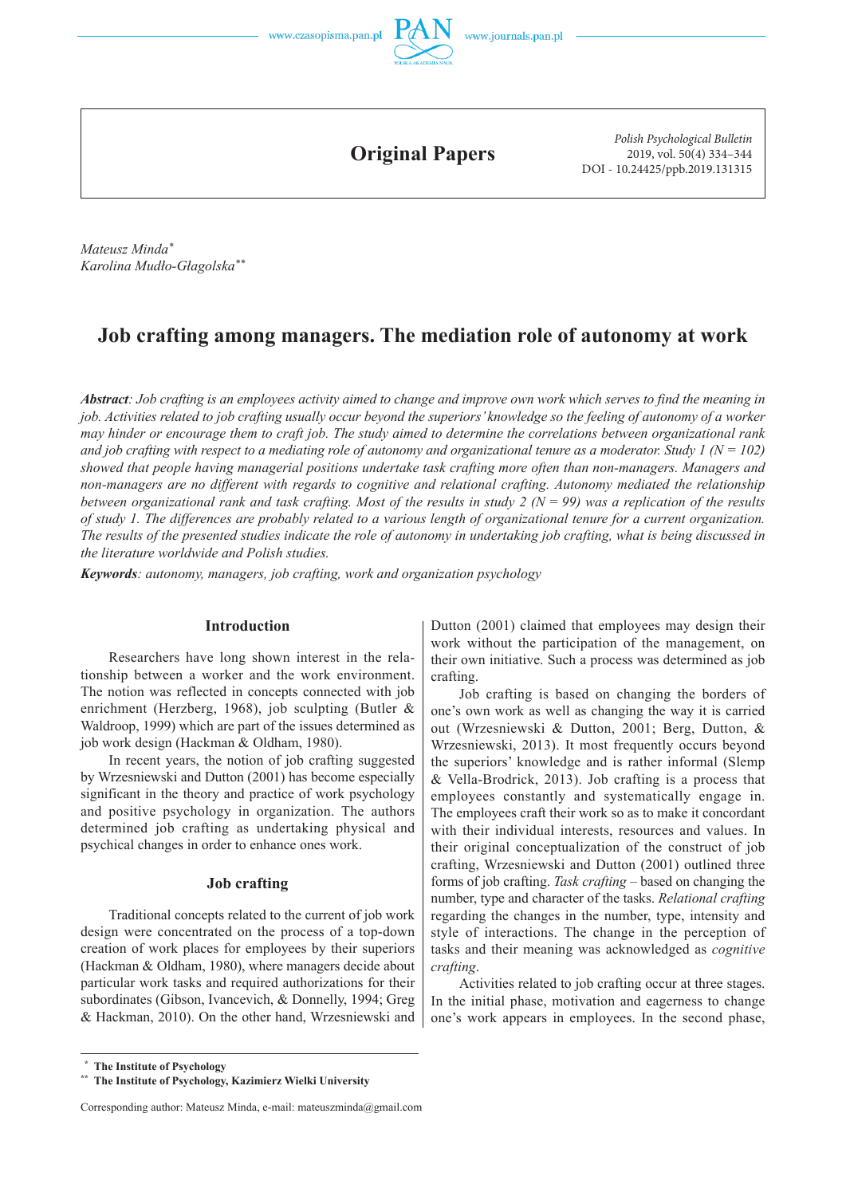Original Papers

Mateusz Minda[*]
Karolina Mudło-Głagolska[**]

# Job crafting among managers. The mediation role of autonomy at work

***Abstract****: Job crafting is an employees activity aimed to change and improve own work which serves to find the meaning in job. Activities related to job crafting usually occur beyond the superiors' knowledge so the feeling of autonomy of a worker may hinder or encourage them to craft job. The study aimed to determine the correlations between organizational rank and job crafting with respect to a mediating role of autonomy and organizational tenure as a moderator. Study 1 (N = 102) showed that people having managerial positions undertake task crafting more often than non-managers. Managers and non-managers are no different with regards to cognitive and relational crafting. Autonomy mediated the relationship between organizational rank and task crafting. Most of the results in study 2 (N = 99) was a replication of the results of study 1. The differences are probably related to a various length of organizational tenure for a current organization. The results of the presented studies indicate the role of autonomy in undertaking job crafting, what is being discussed in the literature worldwide and Polish studies.*

***Keywords****: autonomy, managers, job crafting, work and organization psychology*

## Introduction

Researchers have long shown interest in the relationship between a worker and the work environment. The notion was reflected in concepts connected with job enrichment (Herzberg, 1968), job sculpting (Butler & Waldroop, 1999) which are part of the issues determined as job work design (Hackman & Oldham, 1980).

In recent years, the notion of job crafting suggested by Wrzesniewski and Dutton (2001) has become especially significant in the theory and practice of work psychology and positive psychology in organization. The authors determined job crafting as undertaking physical and psychical changes in order to enhance ones work.

## Job crafting

Traditional concepts related to the current of job work design were concentrated on the process of a top-down creation of work places for employees by their superiors (Hackman & Oldham, 1980), where managers decide about particular work tasks and required authorizations for their subordinates (Gibson, Ivancevich, & Donnelly, 1994; Greg & Hackman, 2010). On the other hand, Wrzesniewski and Dutton (2001) claimed that employees may design their work without the participation of the management, on their own initiative. Such a process was determined as job crafting.

Job crafting is based on changing the borders of one's own work as well as changing the way it is carried out (Wrzesniewski & Dutton, 2001; Berg, Dutton, & Wrzesniewski, 2013). It most frequently occurs beyond the superiors' knowledge and is rather informal (Slemp & Vella-Brodrick, 2013). Job crafting is a process that employees constantly and systematically engage in. The employees craft their work so as to make it concordant with their individual interests, resources and values. In their original conceptualization of the construct of job crafting, Wrzesniewski and Dutton (2001) outlined three forms of job crafting. *Task crafting* – based on changing the number, type and character of the tasks. *Relational crafting* regarding the changes in the number, type, intensity and style of interactions. The change in the perception of tasks and their meaning was acknowledged as *cognitive crafting*.

Activities related to job crafting occur at three stages. In the initial phase, motivation and eagerness to change one's work appears in employees. In the second phase,

---

[*] The Institute of Psychology
[**] The Institute of Psychology, Kazimierz Wielki University

Corresponding author: Mateusz Minda, e-mail: mateuszminda@gmail.com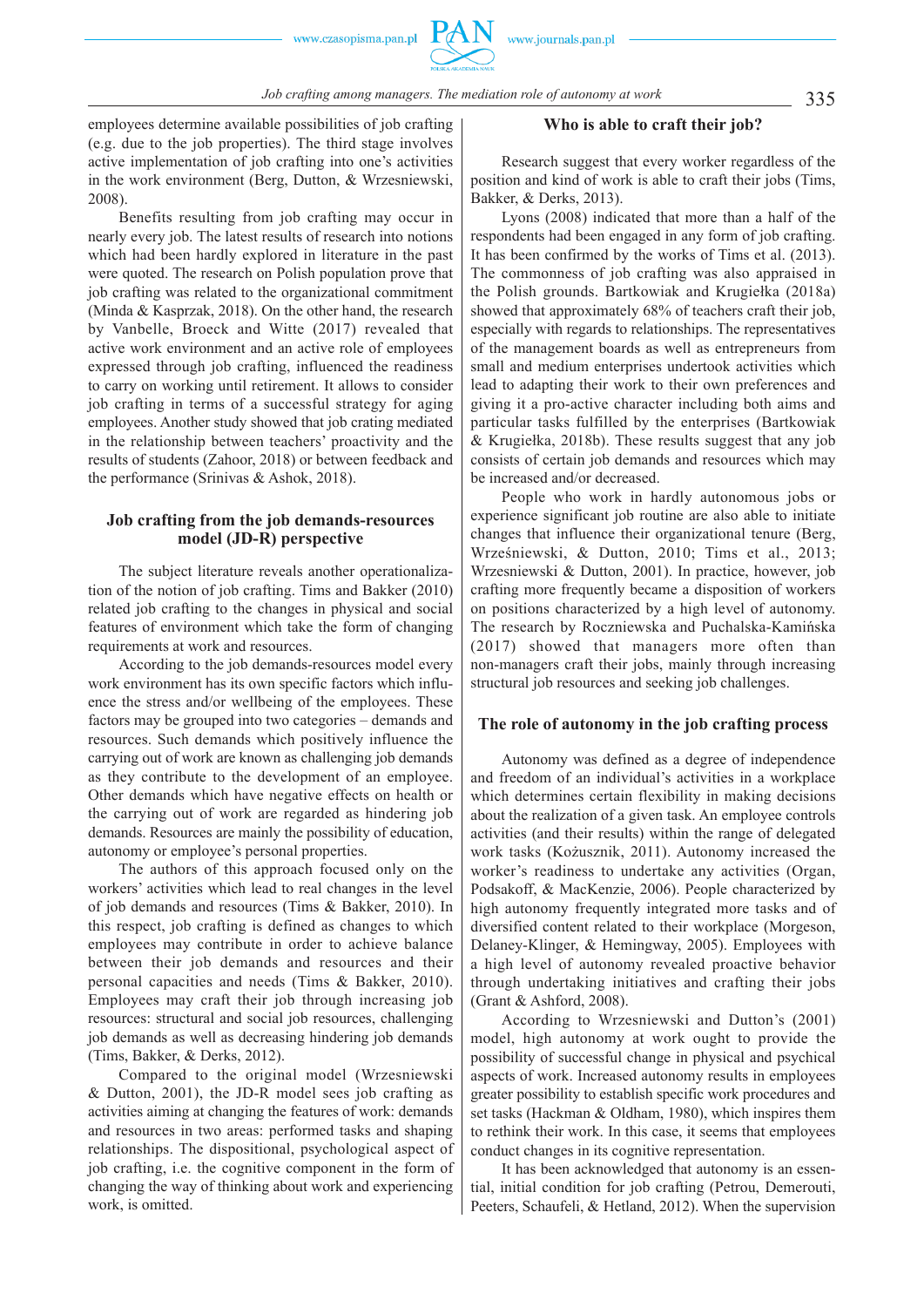employees determine available possibilities of job crafting (e.g. due to the job properties). The third stage involves active implementation of job crafting into one's activities in the work environment (Berg, Dutton, & Wrzesniewski, 2008).

Benefits resulting from job crafting may occur in nearly every job. The latest results of research into notions which had been hardly explored in literature in the past were quoted. The research on Polish population prove that job crafting was related to the organizational commitment (Minda & Kasprzak, 2018). On the other hand, the research by Vanbelle, Broeck and Witte (2017) revealed that active work environment and an active role of employees expressed through job crafting, influenced the readiness to carry on working until retirement. It allows to consider job crafting in terms of a successful strategy for aging employees. Another study showed that job crafting mediated in the relationship between teachers' proactivity and the results of students (Zahoor, 2018) or between feedback and the performance (Srinivas & Ashok, 2018).

## Job crafting from the job demands-resources model (JD-R) perspective

The subject literature reveals another operationalization of the notion of job crafting. Tims and Bakker (2010) related job crafting to the changes in physical and social features of environment which take the form of changing requirements at work and resources.

According to the job demands-resources model every work environment has its own specific factors which influence the stress and/or wellbeing of the employees. These factors may be grouped into two categories – demands and resources. Such demands which positively influence the carrying out of work are known as challenging job demands as they contribute to the development of an employee. Other demands which have negative effects on health or the carrying out of work are regarded as hindering job demands. Resources are mainly the possibility of education, autonomy or employee's personal properties.

The authors of this approach focused only on the workers' activities which lead to real changes in the level of job demands and resources (Tims & Bakker, 2010). In this respect, job crafting is defined as changes to which employees may contribute in order to achieve balance between their job demands and resources and their personal capacities and needs (Tims & Bakker, 2010). Employees may craft their job through increasing job resources: structural and social job resources, challenging job demands as well as decreasing hindering job demands (Tims, Bakker, & Derks, 2012).

Compared to the original model (Wrzesniewski & Dutton, 2001), the JD-R model sees job crafting as activities aiming at changing the features of work: demands and resources in two areas: performed tasks and shaping relationships. The dispositional, psychological aspect of job crafting, i.e. the cognitive component in the form of changing the way of thinking about work and experiencing work, is omitted.

## Who is able to craft their job?

Research suggest that every worker regardless of the position and kind of work is able to craft their jobs (Tims, Bakker, & Derks, 2013).

Lyons (2008) indicated that more than a half of the respondents had been engaged in any form of job crafting. It has been confirmed by the works of Tims et al. (2013). The commonness of job crafting was also appraised in the Polish grounds. Bartkowiak and Krugiełka (2018a) showed that approximately 68% of teachers craft their job, especially with regards to relationships. The representatives of the management boards as well as entrepreneurs from small and medium enterprises undertook activities which lead to adapting their work to their own preferences and giving it a pro-active character including both aims and particular tasks fulfilled by the enterprises (Bartkowiak & Krugiełka, 2018b). These results suggest that any job consists of certain job demands and resources which may be increased and/or decreased.

People who work in hardly autonomous jobs or experience significant job routine are also able to initiate changes that influence their organizational tenure (Berg, Wrześniewski, & Dutton, 2010; Tims et al., 2013; Wrzesniewski & Dutton, 2001). In practice, however, job crafting more frequently became a disposition of workers on positions characterized by a high level of autonomy. The research by Roczniewska and Puchalska-Kamińska (2017) showed that managers more often than non-managers craft their jobs, mainly through increasing structural job resources and seeking job challenges.

## The role of autonomy in the job crafting process

Autonomy was defined as a degree of independence and freedom of an individual's activities in a workplace which determines certain flexibility in making decisions about the realization of a given task. An employee controls activities (and their results) within the range of delegated work tasks (Kożusznik, 2011). Autonomy increased the worker's readiness to undertake any activities (Organ, Podsakoff, & MacKenzie, 2006). People characterized by high autonomy frequently integrated more tasks and of diversified content related to their workplace (Morgeson, Delaney-Klinger, & Hemingway, 2005). Employees with a high level of autonomy revealed proactive behavior through undertaking initiatives and crafting their jobs (Grant & Ashford, 2008).

According to Wrzesniewski and Dutton's (2001) model, high autonomy at work ought to provide the possibility of successful change in physical and psychical aspects of work. Increased autonomy results in employees greater possibility to establish specific work procedures and set tasks (Hackman & Oldham, 1980), which inspires them to rethink their work. In this case, it seems that employees conduct changes in its cognitive representation.

It has been acknowledged that autonomy is an essential, initial condition for job crafting (Petrou, Demerouti, Peeters, Schaufeli, & Hetland, 2012). When the supervision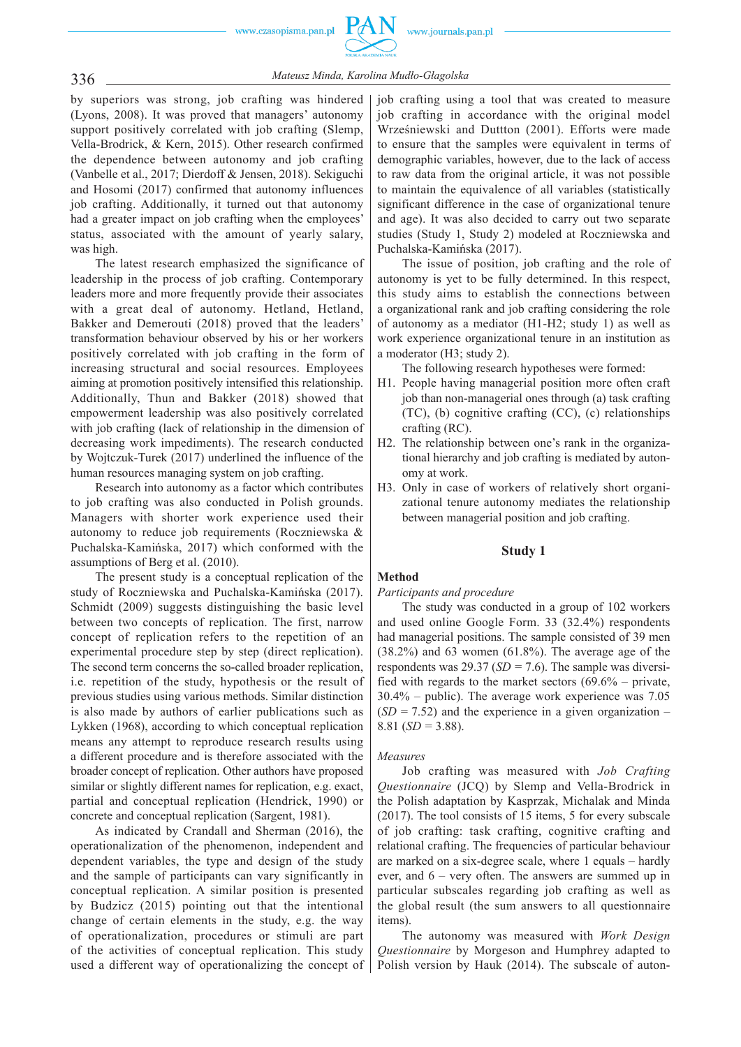by superiors was strong, job crafting was hindered (Lyons, 2008). It was proved that managers' autonomy support positively correlated with job crafting (Slemp, Vella-Brodrick, & Kern, 2015). Other research confirmed the dependence between autonomy and job crafting (Vanbelle et al., 2017; Dierdoff & Jensen, 2018). Sekiguchi and Hosomi (2017) confirmed that autonomy influences job crafting. Additionally, it turned out that autonomy had a greater impact on job crafting when the employees' status, associated with the amount of yearly salary, was high.

The latest research emphasized the significance of leadership in the process of job crafting. Contemporary leaders more and more frequently provide their associates with a great deal of autonomy. Hetland, Hetland, Bakker and Demerouti (2018) proved that the leaders' transformation behaviour observed by his or her workers positively correlated with job crafting in the form of increasing structural and social resources. Employees aiming at promotion positively intensified this relationship. Additionally, Thun and Bakker (2018) showed that empowerment leadership was also positively correlated with job crafting (lack of relationship in the dimension of decreasing work impediments). The research conducted by Wojtczuk-Turek (2017) underlined the influence of the human resources managing system on job crafting.

Research into autonomy as a factor which contributes to job crafting was also conducted in Polish grounds. Managers with shorter work experience used their autonomy to reduce job requirements (Roczniewska & Puchalska-Kamińska, 2017) which conformed with the assumptions of Berg et al. (2010).

The present study is a conceptual replication of the study of Roczniewska and Puchalska-Kamińska (2017). Schmidt (2009) suggests distinguishing the basic level between two concepts of replication. The first, narrow concept of replication refers to the repetition of an experimental procedure step by step (direct replication). The second term concerns the so-called broader replication, i.e. repetition of the study, hypothesis or the result of previous studies using various methods. Similar distinction is also made by authors of earlier publications such as Lykken (1968), according to which conceptual replication means any attempt to reproduce research results using a different procedure and is therefore associated with the broader concept of replication. Other authors have proposed similar or slightly different names for replication, e.g. exact, partial and conceptual replication (Hendrick, 1990) or concrete and conceptual replication (Sargent, 1981).

As indicated by Crandall and Sherman (2016), the operationalization of the phenomenon, independent and dependent variables, the type and design of the study and the sample of participants can vary significantly in conceptual replication. A similar position is presented by Budzicz (2015) pointing out that the intentional change of certain elements in the study, e.g. the way of operationalization, procedures or stimuli are part of the activities of conceptual replication. This study used a different way of operationalizing the concept of job crafting using a tool that was created to measure job crafting in accordance with the original model Wrześniewski and Duttton (2001). Efforts were made to ensure that the samples were equivalent in terms of demographic variables, however, due to the lack of access to raw data from the original article, it was not possible to maintain the equivalence of all variables (statistically significant difference in the case of organizational tenure and age). It was also decided to carry out two separate studies (Study 1, Study 2) modeled at Roczniewska and Puchalska-Kamińska (2017).

The issue of position, job crafting and the role of autonomy is yet to be fully determined. In this respect, this study aims to establish the connections between a organizational rank and job crafting considering the role of autonomy as a mediator (H1-H2; study 1) as well as work experience organizational tenure in an institution as a moderator (H3; study 2).

The following research hypotheses were formed:

H1. People having managerial position more often craft job than non-managerial ones through (a) task crafting (TC), (b) cognitive crafting (CC), (c) relationships crafting (RC).

H2. The relationship between one's rank in the organizational hierarchy and job crafting is mediated by autonomy at work.

H3. Only in case of workers of relatively short organizational tenure autonomy mediates the relationship between managerial position and job crafting.

## Study 1

### Method

*Participants and procedure*

The study was conducted in a group of 102 workers and used online Google Form. 33 (32.4%) respondents had managerial positions. The sample consisted of 39 men (38.2%) and 63 women (61.8%). The average age of the respondents was 29.37 (*SD* = 7.6). The sample was diversified with regards to the market sectors (69.6% – private, 30.4% – public). The average work experience was 7.05 (*SD* = 7.52) and the experience in a given organization – 8.81 (*SD* = 3.88).

*Measures*

Job crafting was measured with *Job Crafting Questionnaire* (JCQ) by Slemp and Vella-Brodrick in the Polish adaptation by Kasprzak, Michalak and Minda (2017). The tool consists of 15 items, 5 for every subscale of job crafting: task crafting, cognitive crafting and relational crafting. The frequencies of particular behaviour are marked on a six-degree scale, where 1 equals – hardly ever, and 6 – very often. The answers are summed up in particular subscales regarding job crafting as well as the global result (the sum answers to all questionnaire items).

The autonomy was measured with *Work Design Questionnaire* by Morgeson and Humphrey adapted to Polish version by Hauk (2014). The subscale of auton-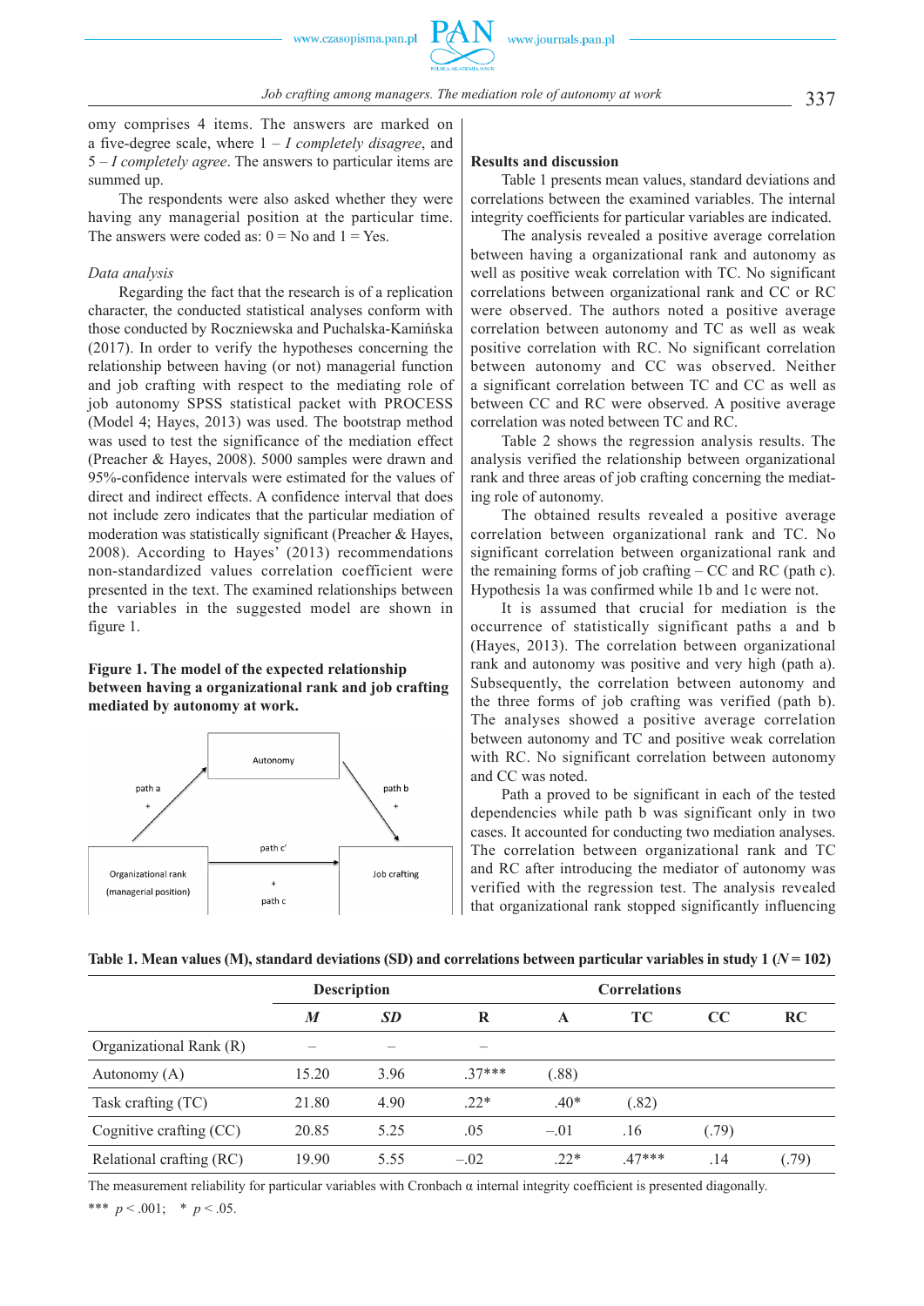omy comprises 4 items. The answers are marked on a five-degree scale, where 1 – *I completely disagree*, and 5 – *I completely agree*. The answers to particular items are summed up.

The respondents were also asked whether they were having any managerial position at the particular time. The answers were coded as: 0 = No and 1 = Yes.

*Data analysis*

Regarding the fact that the research is of a replication character, the conducted statistical analyses conform with those conducted by Roczniewska and Puchalska-Kamińska (2017). In order to verify the hypotheses concerning the relationship between having (or not) managerial function and job crafting with respect to the mediating role of job autonomy SPSS statistical packet with PROCESS (Model 4; Hayes, 2013) was used. The bootstrap method was used to test the significance of the mediation effect (Preacher & Hayes, 2008). 5000 samples were drawn and 95%-confidence intervals were estimated for the values of direct and indirect effects. A confidence interval that does not include zero indicates that the particular mediation of moderation was statistically significant (Preacher & Hayes, 2008). According to Hayes' (2013) recommendations non-standardized values correlation coefficient were presented in the text. The examined relationships between the variables in the suggested model are shown in figure 1.

**Figure 1. The model of the expected relationship between having a organizational rank and job crafting mediated by autonomy at work.**

Autonomy

path a
+

path b
+

path c'

Organizational rank (managerial position)

+
path c

Job crafting

## Results and discussion

Table 1 presents mean values, standard deviations and correlations between the examined variables. The internal integrity coefficients for particular variables are indicated.

The analysis revealed a positive average correlation between having a organizational rank and autonomy as well as positive weak correlation with TC. No significant correlations between organizational rank and CC or RC were observed. The authors noted a positive average correlation between autonomy and TC as well as weak positive correlation with RC. No significant correlation between autonomy and CC was observed. Neither a significant correlation between TC and CC as well as between CC and RC were observed. A positive average correlation was noted between TC and RC.

Table 2 shows the regression analysis results. The analysis verified the relationship between organizational rank and three areas of job crafting concerning the mediating role of autonomy.

The obtained results revealed a positive average correlation between organizational rank and TC. No significant correlation between organizational rank and the remaining forms of job crafting – CC and RC (path c). Hypothesis 1a was confirmed while 1b and 1c were not.

It is assumed that crucial for mediation is the occurrence of statistically significant paths a and b (Hayes, 2013). The correlation between organizational rank and autonomy was positive and very high (path a). Subsequently, the correlation between autonomy and the three forms of job crafting was verified (path b). The analyses showed a positive average correlation between autonomy and TC and positive weak correlation with RC. No significant correlation between autonomy and CC was noted.

Path a proved to be significant in each of the tested dependencies while path b was significant only in two cases. It accounted for conducting two mediation analyses. The correlation between organizational rank and TC and RC after introducing the mediator of autonomy was verified with the regression test. The analysis revealed that organizational rank stopped significantly influencing

**Table 1. Mean values (M), standard deviations (SD) and correlations between particular variables in study 1 ($N = 102$)**

| | Description | | Correlations | | | | |
|---|---|---|---|---|---|---|---|
| | *M* | *SD* | R | A | TC | CC | RC |
| Organizational Rank (R) | – | – | – | | | | |
| Autonomy (A) | 15.20 | 3.96 | .37*** | (.88) | | | |
| Task crafting (TC) | 21.80 | 4.90 | .22* | .40* | (.82) | | |
| Cognitive crafting (CC) | 20.85 | 5.25 | .05 | –.01 | .16 | (.79) | |
| Relational crafting (RC) | 19.90 | 5.55 | –.02 | .22* | .47*** | .14 | (.79) |

The measurement reliability for particular variables with Cronbach α internal integrity coefficient is presented diagonally.

*** $p < .001$; * $p < .05$.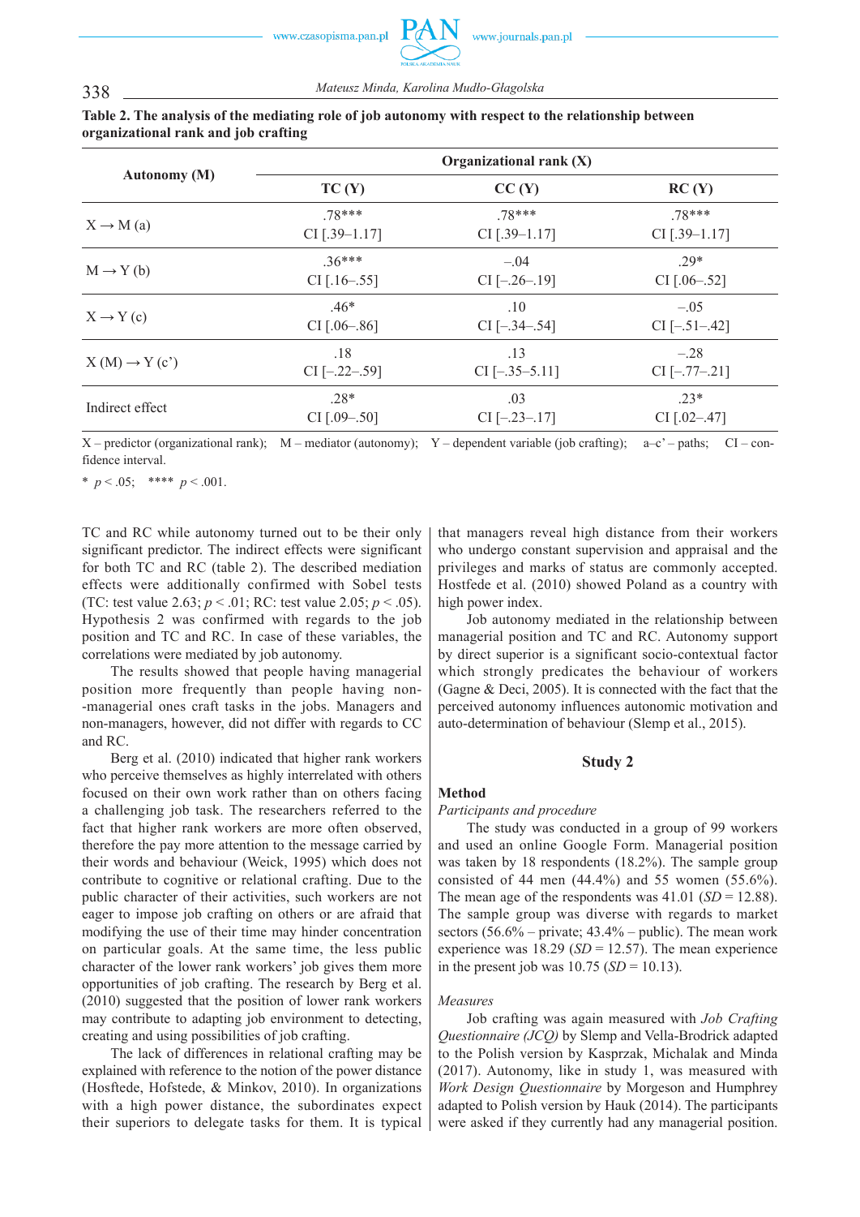**Table 2. The analysis of the mediating role of job autonomy with respect to the relationship between organizational rank and job crafting**

| Autonomy (M) | Organizational rank (X) | | |
|---|---|---|---|
| | TC (Y) | CC (Y) | RC (Y) |
| X → M (a) | .78***<br>CI [.39–1.17] | .78***<br>CI [.39–1.17] | .78***<br>CI [.39–1.17] |
| M → Y (b) | .36***<br>CI [.16–.55] | –.04<br>CI [–.26–.19] | .29*<br>CI [.06–.52] |
| X → Y (c) | .46*<br>CI [.06–.86] | .10<br>CI [–.34–.54] | –.05<br>CI [–.51–.42] |
| X (M) → Y (c') | .18<br>CI [–.22–.59] | .13<br>CI [–.35–5.11] | –.28<br>CI [–.77–.21] |
| Indirect effect | .28*<br>CI [.09–.50] | .03<br>CI [–.23–.17] | .23*<br>CI [.02–.47] |

X – predictor (organizational rank); M – mediator (autonomy); Y – dependent variable (job crafting); a–c' – paths; CI – confidence interval.

* $p < .05$; **** $p < .001$.

TC and RC while autonomy turned out to be their only significant predictor. The indirect effects were significant for both TC and RC (table 2). The described mediation effects were additionally confirmed with Sobel tests (TC: test value 2.63; $p < .01$; RC: test value 2.05; $p < .05$). Hypothesis 2 was confirmed with regards to the job position and TC and RC. In case of these variables, the correlations were mediated by job autonomy.

The results showed that people having managerial position more frequently than people having non-managerial ones craft tasks in the jobs. Managers and non-managers, however, did not differ with regards to CC and RC.

Berg et al. (2010) indicated that higher rank workers who perceive themselves as highly interrelated with others focused on their own work rather than on others facing a challenging job task. The researchers referred to the fact that higher rank workers are more often observed, therefore the pay more attention to the message carried by their words and behaviour (Weick, 1995) which does not contribute to cognitive or relational crafting. Due to the public character of their activities, such workers are not eager to impose job crafting on others or are afraid that modifying the use of their time may hinder concentration on particular goals. At the same time, the less public character of the lower rank workers' job gives them more opportunities of job crafting. The research by Berg et al. (2010) suggested that the position of lower rank workers may contribute to adapting job environment to detecting, creating and using possibilities of job crafting.

The lack of differences in relational crafting may be explained with reference to the notion of the power distance (Hosftede, Hofstede, & Minkov, 2010). In organizations with a high power distance, the subordinates expect their superiors to delegate tasks for them. It is typical that managers reveal high distance from their workers who undergo constant supervision and appraisal and the privileges and marks of status are commonly accepted. Hostfede et al. (2010) showed Poland as a country with high power index.

Job autonomy mediated in the relationship between managerial position and TC and RC. Autonomy support by direct superior is a significant socio-contextual factor which strongly predicates the behaviour of workers (Gagne & Deci, 2005). It is connected with the fact that the perceived autonomy influences autonomic motivation and auto-determination of behaviour (Slemp et al., 2015).

## Study 2

### Method

*Participants and procedure*

The study was conducted in a group of 99 workers and used an online Google Form. Managerial position was taken by 18 respondents (18.2%). The sample group consisted of 44 men (44.4%) and 55 women (55.6%). The mean age of the respondents was 41.01 ($SD = 12.88$). The sample group was diverse with regards to market sectors (56.6% – private; 43.4% – public). The mean work experience was 18.29 ($SD = 12.57$). The mean experience in the present job was 10.75 ($SD = 10.13$).

*Measures*

Job crafting was again measured with *Job Crafting Questionnaire (JCQ)* by Slemp and Vella-Brodrick adapted to the Polish version by Kasprzak, Michalak and Minda (2017). Autonomy, like in study 1, was measured with *Work Design Questionnaire* by Morgeson and Humphrey adapted to Polish version by Hauk (2014). The participants were asked if they currently had any managerial position.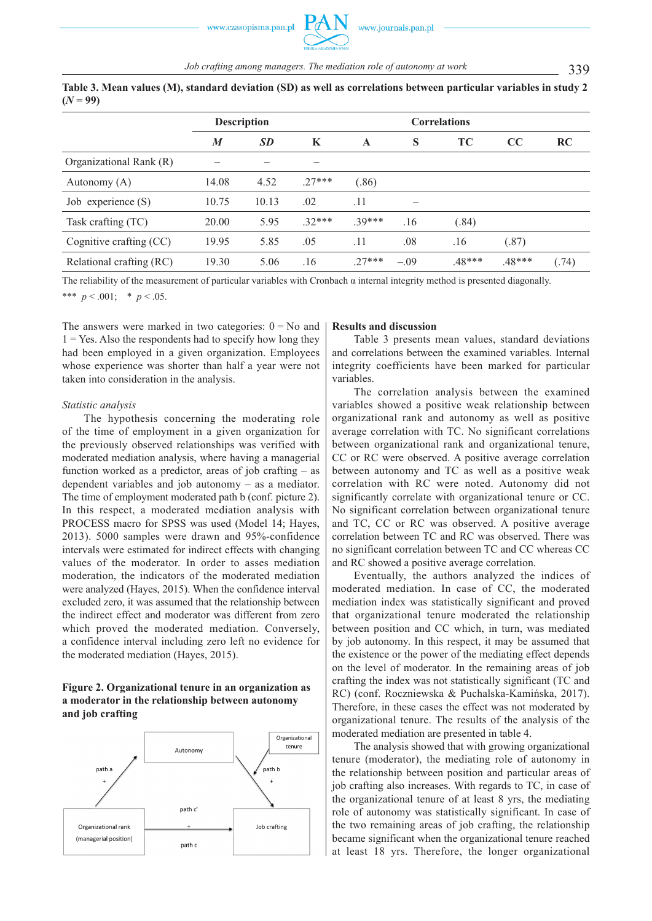**Table 3. Mean values (M), standard deviation (SD) as well as correlations between particular variables in study 2 ($N = 99$)**

| | Description | | Correlations | | | | | |
|---|---|---|---|---|---|---|---|---|
| | *M* | *SD* | K | A | S | TC | CC | RC |
| Organizational Rank (R) | – | – | – | | | | | |
| Autonomy (A) | 14.08 | 4.52 | .27*** | (.86) | | | | |
| Job experience (S) | 10.75 | 10.13 | .02 | .11 | – | | | |
| Task crafting (TC) | 20.00 | 5.95 | .32*** | .39*** | .16 | (.84) | | |
| Cognitive crafting (CC) | 19.95 | 5.85 | .05 | .11 | .08 | .16 | (.87) | |
| Relational crafting (RC) | 19.30 | 5.06 | .16 | .27*** | –.09 | .48*** | .48*** | (.74) |

The reliability of the measurement of particular variables with Cronbach α internal integrity method is presented diagonally.

*** $p < .001$; * $p < .05$.

The answers were marked in two categories: 0 = No and 1 = Yes. Also the respondents had to specify how long they had been employed in a given organization. Employees whose experience was shorter than half a year were not taken into consideration in the analysis.

*Statistic analysis*

The hypothesis concerning the moderating role of the time of employment in a given organization for the previously observed relationships was verified with moderated mediation analysis, where having a managerial function worked as a predictor, areas of job crafting – as dependent variables and job autonomy – as a mediator. The time of employment moderated path b (conf. picture 2). In this respect, a moderated mediation analysis with PROCESS macro for SPSS was used (Model 14; Hayes, 2013). 5000 samples were drawn and 95%-confidence intervals were estimated for indirect effects with changing values of the moderator. In order to asses mediation moderation, the indicators of the moderated mediation were analyzed (Hayes, 2015). When the confidence interval excluded zero, it was assumed that the relationship between the indirect effect and moderator was different from zero which proved the moderated mediation. Conversely, a confidence interval including zero left no evidence for the moderated mediation (Hayes, 2015).

**Figure 2. Organizational tenure in an organization as a moderator in the relationship between autonomy and job crafting**

Autonomy; Organizational tenure; path a +; path b +; path c' +; path c; Organizational rank (managerial position); Job crafting

**Results and discussion**

Table 3 presents mean values, standard deviations and correlations between the examined variables. Internal integrity coefficients have been marked for particular variables.

The correlation analysis between the examined variables showed a positive weak relationship between organizational rank and autonomy as well as positive average correlation with TC. No significant correlations between organizational rank and organizational tenure, CC or RC were observed. A positive average correlation between autonomy and TC as well as a positive weak correlation with RC were noted. Autonomy did not significantly correlate with organizational tenure or CC. No significant correlation between organizational tenure and TC, CC or RC was observed. A positive average correlation between TC and RC was observed. There was no significant correlation between TC and CC whereas CC and RC showed a positive average correlation.

Eventually, the authors analyzed the indices of moderated mediation. In case of CC, the moderated mediation index was statistically significant and proved that organizational tenure moderated the relationship between position and CC which, in turn, was mediated by job autonomy. In this respect, it may be assumed that the existence or the power of the mediating effect depends on the level of moderator. In the remaining areas of job crafting the index was not statistically significant (TC and RC) (conf. Roczniewska & Puchalska-Kamińska, 2017). Therefore, in these cases the effect was not moderated by organizational tenure. The results of the analysis of the moderated mediation are presented in table 4.

The analysis showed that with growing organizational tenure (moderator), the mediating role of autonomy in the relationship between position and particular areas of job crafting also increases. With regards to TC, in case of the organizational tenure of at least 8 yrs, the mediating role of autonomy was statistically significant. In case of the two remaining areas of job crafting, the relationship became significant when the organizational tenure reached at least 18 yrs. Therefore, the longer organizational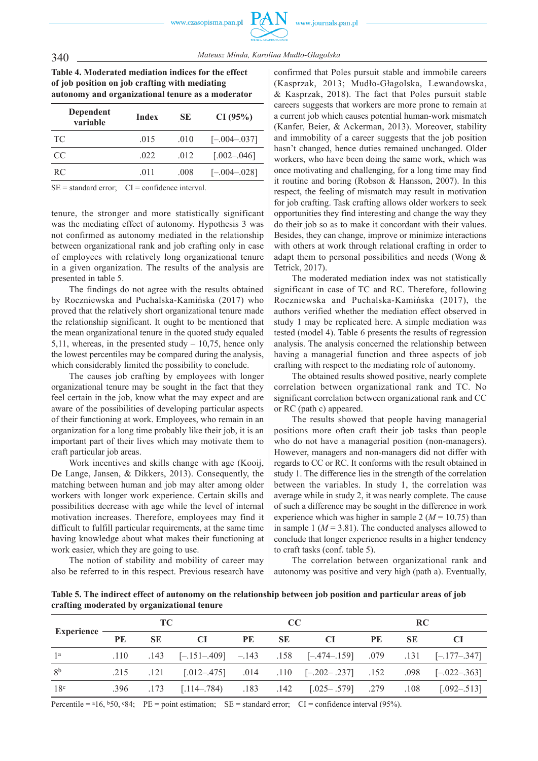**Table 4. Moderated mediation indices for the effect of job position on job crafting with mediating autonomy and organizational tenure as a moderator**

| Dependent variable | Index | SE | CI (95%) |
|---|---|---|---|
| TC | .015 | .010 | [–.004–.037] |
| CC | .022 | .012 | [.002–.046] |
| RC | .011 | .008 | [–.004–.028] |

SE = standard error; CI = confidence interval.

tenure, the stronger and more statistically significant was the mediating effect of autonomy. Hypothesis 3 was not confirmed as autonomy mediated in the relationship between organizational rank and job crafting only in case of employees with relatively long organizational tenure in a given organization. The results of the analysis are presented in table 5.

The findings do not agree with the results obtained by Roczniewska and Puchalska-Kamińska (2017) who proved that the relatively short organizational tenure made the relationship significant. It ought to be mentioned that the mean organizational tenure in the quoted study equaled 5,11, whereas, in the presented study – 10,75, hence only the lowest percentiles may be compared during the analysis, which considerably limited the possibility to conclude.

The causes job crafting by employees with longer organizational tenure may be sought in the fact that they feel certain in the job, know what the may expect and are aware of the possibilities of developing particular aspects of their functioning at work. Employees, who remain in an organization for a long time probably like their job, it is an important part of their lives which may motivate them to craft particular job areas.

Work incentives and skills change with age (Kooij, De Lange, Jansen, & Dikkers, 2013). Consequently, the matching between human and job may alter among older workers with longer work experience. Certain skills and possibilities decrease with age while the level of internal motivation increases. Therefore, employees may find it difficult to fulfill particular requirements, at the same time having knowledge about what makes their functioning at work easier, which they are going to use.

The notion of stability and mobility of career may also be referred to in this respect. Previous research have confirmed that Poles pursuit stable and immobile careers (Kasprzak, 2013; Mudło-Głagolska, Lewandowska, & Kasprzak, 2018). The fact that Poles pursuit stable careers suggests that workers are more prone to remain at a current job which causes potential human-work mismatch (Kanfer, Beier, & Ackerman, 2013). Moreover, stability and immobility of a career suggests that the job position hasn't changed, hence duties remained unchanged. Older workers, who have been doing the same work, which was once motivating and challenging, for a long time may find it routine and boring (Robson & Hansson, 2007). In this respect, the feeling of mismatch may result in motivation for job crafting. Task crafting allows older workers to seek opportunities they find interesting and change the way they do their job so as to make it concordant with their values. Besides, they can change, improve or minimize interactions with others at work through relational crafting in order to adapt them to personal possibilities and needs (Wong & Tetrick, 2017).

The moderated mediation index was not statistically significant in case of TC and RC. Therefore, following Roczniewska and Puchalska-Kamińska (2017), the authors verified whether the mediation effect observed in study 1 may be replicated here. A simple mediation was tested (model 4). Table 6 presents the results of regression analysis. The analysis concerned the relationship between having a managerial function and three aspects of job crafting with respect to the mediating role of autonomy.

The obtained results showed positive, nearly complete correlation between organizational rank and TC. No significant correlation between organizational rank and CC or RC (path c) appeared.

The results showed that people having managerial positions more often craft their job tasks than people who do not have a managerial position (non-managers). However, managers and non-managers did not differ with regards to CC or RC. It conforms with the result obtained in study 1. The difference lies in the strength of the correlation between the variables. In study 1, the correlation was average while in study 2, it was nearly complete. The cause of such a difference may be sought in the difference in work experience which was higher in sample 2 (*M* = 10.75) than in sample 1 (*M* = 3.81). The conducted analyses allowed to conclude that longer experience results in a higher tendency to craft tasks (conf. table 5).

The correlation between organizational rank and autonomy was positive and very high (path a). Eventually,

**Table 5. The indirect effect of autonomy on the relationship between job position and particular areas of job crafting moderated by organizational tenure**

| Experience | TC | | | CC | | | RC | | |
|---|---|---|---|---|---|---|---|---|---|
| | PE | SE | CI | PE | SE | CI | PE | SE | CI |
| 1[a] | .110 | .143 | [–.151–.409] | –.143 | .158 | [–.474–.159] | .079 | .131 | [–.177–.347] |
| 8[b] | .215 | .121 | [.012–.475] | .014 | .110 | [–.202– .237] | .152 | .098 | [–.022–.363] |
| 18[c] | .396 | .173 | [.114–.784) | .183 | .142 | [.025– .579] | .279 | .108 | [.092–.513] |

Percentile = [a]16, [b]50, [c]84; PE = point estimation; SE = standard error; CI = confidence interval (95%).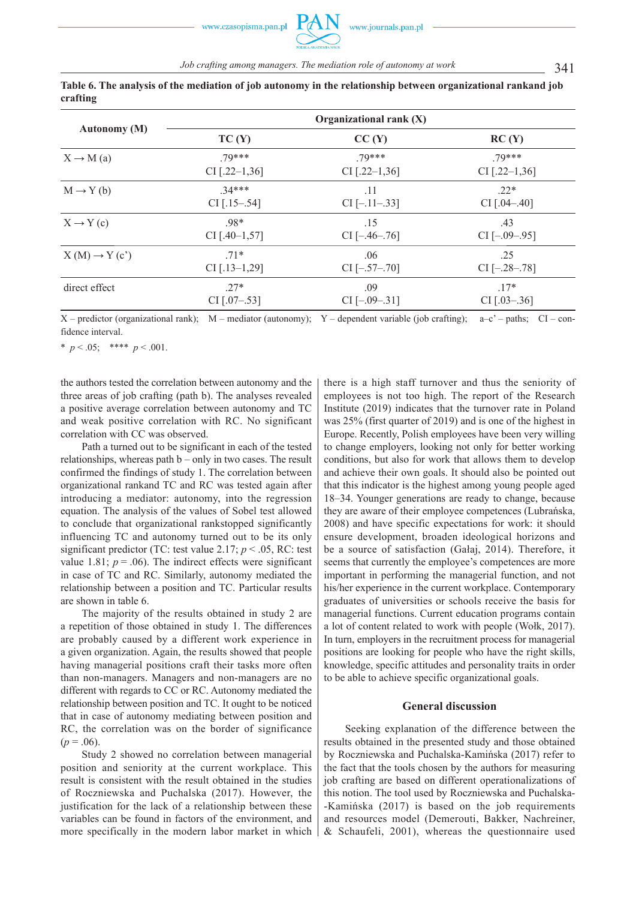**Table 6. The analysis of the mediation of job autonomy in the relationship between organizational rankand job crafting**

| Autonomy (M) | Organizational rank (X) | | |
|---|---|---|---|
| | TC (Y) | CC (Y) | RC (Y) |
| X → M (a) | .79***<br>CI [.22–1,36] | .79***<br>CI [.22–1,36] | .79***<br>CI [.22–1,36] |
| M → Y (b) | .34***<br>CI [.15–.54] | .11<br>CI [–.11–.33] | .22*<br>CI [.04–.40] |
| X → Y (c) | .98*<br>CI [.40–1,57] | .15<br>CI [–.46–.76] | .43<br>CI [–.09–.95] |
| X (M) → Y (c') | .71*<br>CI [.13–1,29] | .06<br>CI [–.57–.70] | .25<br>CI [–.28–.78] |
| direct effect | .27*<br>CI [.07–.53] | .09<br>CI [–.09–.31] | .17*<br>CI [.03–.36] |

X – predictor (organizational rank); M – mediator (autonomy); Y – dependent variable (job crafting); a–c' – paths; CI – confidence interval.

\* $p < .05$; **** $p < .001$.

the authors tested the correlation between autonomy and the three areas of job crafting (path b). The analyses revealed a positive average correlation between autonomy and TC and weak positive correlation with RC. No significant correlation with CC was observed.

Path a turned out to be significant in each of the tested relationships, whereas path b – only in two cases. The result confirmed the findings of study 1. The correlation between organizational rankand TC and RC was tested again after introducing a mediator: autonomy, into the regression equation. The analysis of the values of Sobel test allowed to conclude that organizational rankstopped significantly influencing TC and autonomy turned out to be its only significant predictor (TC: test value 2.17; $p < .05$, RC: test value 1.81; $p = .06$). The indirect effects were significant in case of TC and RC. Similarly, autonomy mediated the relationship between a position and TC. Particular results are shown in table 6.

The majority of the results obtained in study 2 are a repetition of those obtained in study 1. The differences are probably caused by a different work experience in a given organization. Again, the results showed that people having managerial positions craft their tasks more often than non-managers. Managers and non-managers are no different with regards to CC or RC. Autonomy mediated the relationship between position and TC. It ought to be noticed that in case of autonomy mediating between position and RC, the correlation was on the border of significance ($p = .06$).

Study 2 showed no correlation between managerial position and seniority at the current workplace. This result is consistent with the result obtained in the studies of Roczniewska and Puchalska (2017). However, the justification for the lack of a relationship between these variables can be found in factors of the environment, and more specifically in the modern labor market in which there is a high staff turnover and thus the seniority of employees is not too high. The report of the Research Institute (2019) indicates that the turnover rate in Poland was 25% (first quarter of 2019) and is one of the highest in Europe. Recently, Polish employees have been very willing to change employers, looking not only for better working conditions, but also for work that allows them to develop and achieve their own goals. It should also be pointed out that this indicator is the highest among young people aged 18–34. Younger generations are ready to change, because they are aware of their employee competences (Lubrańska, 2008) and have specific expectations for work: it should ensure development, broaden ideological horizons and be a source of satisfaction (Gałaj, 2014). Therefore, it seems that currently the employee's competences are more important in performing the managerial function, and not his/her experience in the current workplace. Contemporary graduates of universities or schools receive the basis for managerial functions. Current education programs contain a lot of content related to work with people (Wołk, 2017). In turn, employers in the recruitment process for managerial positions are looking for people who have the right skills, knowledge, specific attitudes and personality traits in order to be able to achieve specific organizational goals.

## General discussion

Seeking explanation of the difference between the results obtained in the presented study and those obtained by Roczniewska and Puchalska-Kamińska (2017) refer to the fact that the tools chosen by the authors for measuring job crafting are based on different operationalizations of this notion. The tool used by Roczniewska and Puchalska-Kamińska (2017) is based on the job requirements and resources model (Demerouti, Bakker, Nachreiner, & Schaufeli, 2001), whereas the questionnaire used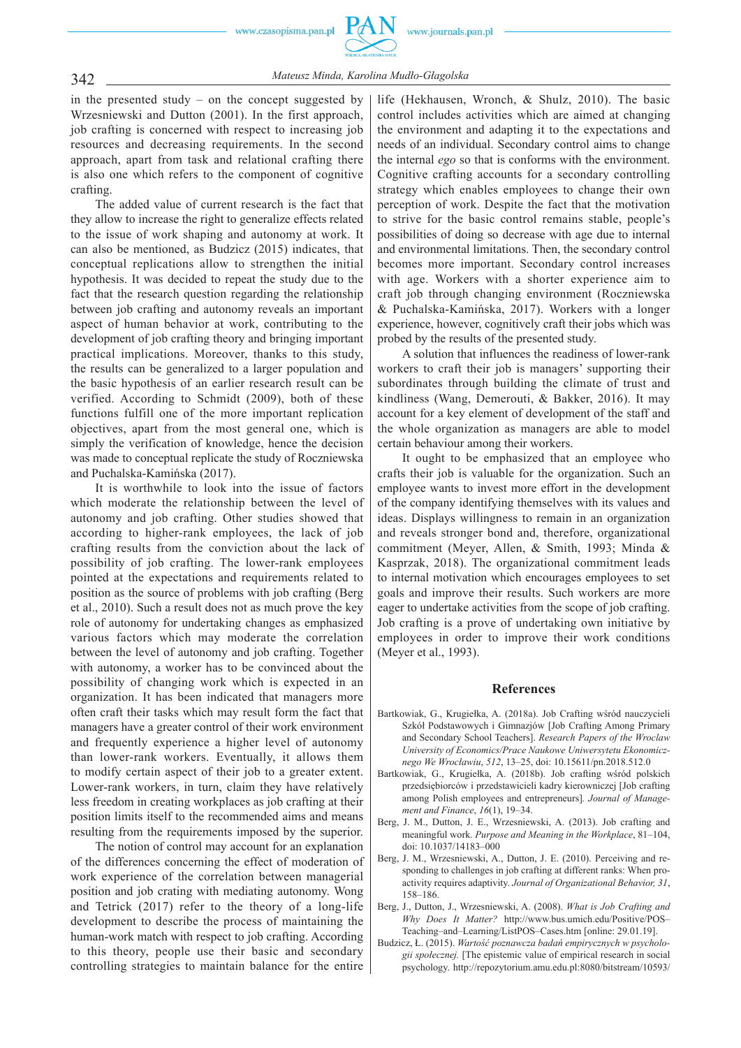in the presented study – on the concept suggested by Wrzesniewski and Dutton (2001). In the first approach, job crafting is concerned with respect to increasing job resources and decreasing requirements. In the second approach, apart from task and relational crafting there is also one which refers to the component of cognitive crafting.

The added value of current research is the fact that they allow to increase the right to generalize effects related to the issue of work shaping and autonomy at work. It can also be mentioned, as Budzicz (2015) indicates, that conceptual replications allow to strengthen the initial hypothesis. It was decided to repeat the study due to the fact that the research question regarding the relationship between job crafting and autonomy reveals an important aspect of human behavior at work, contributing to the development of job crafting theory and bringing important practical implications. Moreover, thanks to this study, the results can be generalized to a larger population and the basic hypothesis of an earlier research result can be verified. According to Schmidt (2009), both of these functions fulfill one of the more important replication objectives, apart from the most general one, which is simply the verification of knowledge, hence the decision was made to conceptual replicate the study of Roczniewska and Puchalska-Kamińska (2017).

It is worthwhile to look into the issue of factors which moderate the relationship between the level of autonomy and job crafting. Other studies showed that according to higher-rank employees, the lack of job crafting results from the conviction about the lack of possibility of job crafting. The lower-rank employees pointed at the expectations and requirements related to position as the source of problems with job crafting (Berg et al., 2010). Such a result does not as much prove the key role of autonomy for undertaking changes as emphasized various factors which may moderate the correlation between the level of autonomy and job crafting. Together with autonomy, a worker has to be convinced about the possibility of changing work which is expected in an organization. It has been indicated that managers more often craft their tasks which may result form the fact that managers have a greater control of their work environment and frequently experience a higher level of autonomy than lower-rank workers. Eventually, it allows them to modify certain aspect of their job to a greater extent. Lower-rank workers, in turn, claim they have relatively less freedom in creating workplaces as job crafting at their position limits itself to the recommended aims and means resulting from the requirements imposed by the superior.

The notion of control may account for an explanation of the differences concerning the effect of moderation of work experience of the correlation between managerial position and job crating with mediating autonomy. Wong and Tetrick (2017) refer to the theory of a long-life development to describe the process of maintaining the human-work match with respect to job crafting. According to this theory, people use their basic and secondary controlling strategies to maintain balance for the entire life (Hekhausen, Wronch, & Shulz, 2010). The basic control includes activities which are aimed at changing the environment and adapting it to the expectations and needs of an individual. Secondary control aims to change the internal *ego* so that is conforms with the environment. Cognitive crafting accounts for a secondary controlling strategy which enables employees to change their own perception of work. Despite the fact that the motivation to strive for the basic control remains stable, people's possibilities of doing so decrease with age due to internal and environmental limitations. Then, the secondary control becomes more important. Secondary control increases with age. Workers with a shorter experience aim to craft job through changing environment (Roczniewska & Puchalska-Kamińska, 2017). Workers with a longer experience, however, cognitively craft their jobs which was probed by the results of the presented study.

A solution that influences the readiness of lower-rank workers to craft their job is managers' supporting their subordinates through building the climate of trust and kindliness (Wang, Demerouti, & Bakker, 2016). It may account for a key element of development of the staff and the whole organization as managers are able to model certain behaviour among their workers.

It ought to be emphasized that an employee who crafts their job is valuable for the organization. Such an employee wants to invest more effort in the development of the company identifying themselves with its values and ideas. Displays willingness to remain in an organization and reveals stronger bond and, therefore, organizational commitment (Meyer, Allen, & Smith, 1993; Minda & Kasprzak, 2018). The organizational commitment leads to internal motivation which encourages employees to set goals and improve their results. Such workers are more eager to undertake activities from the scope of job crafting. Job crafting is a prove of undertaking own initiative by employees in order to improve their work conditions (Meyer et al., 1993).

## References

Bartkowiak, G., Krugiełka, A. (2018a). Job Crafting wśród nauczycieli Szkół Podstawowych i Gimnazjów [Job Crafting Among Primary and Secondary School Teachers]. *Research Papers of the Wroclaw University of Economics/Prace Naukowe Uniwersytetu Ekonomicznego We Wrocławiu*, *512*, 13–25, doi: 10.15611/pn.2018.512.0

Bartkowiak, G., Krugiełka, A. (2018b). Job crafting wśród polskich przedsiębiorców i przedstawicieli kadry kierowniczej [Job crafting among Polish employees and entrepreneurs]. *Journal of Management and Finance*, *16*(1), 19–34.

Berg, J. M., Dutton, J. E., Wrzesniewski, A. (2013). Job crafting and meaningful work. *Purpose and Meaning in the Workplace*, 81–104, doi: 10.1037/14183–000

Berg, J. M., Wrzesniewski, A., Dutton, J. E. (2010). Perceiving and responding to challenges in job crafting at different ranks: When proactivity requires adaptivity. *Journal of Organizational Behavior, 31*, 158–186.

Berg, J., Dutton, J., Wrzesniewski, A. (2008). *What is Job Crafting and Why Does It Matter?* http://www.bus.umich.edu/Positive/POS–Teaching–and–Learning/ListPOS–Cases.htm [online: 29.01.19].

Budzicz, Ł. (2015). *Wartość poznawcza badań empirycznych w psychologii społecznej.* [The epistemic value of empirical research in social psychology. http://repozytorium.amu.edu.pl:8080/bitstream/10593/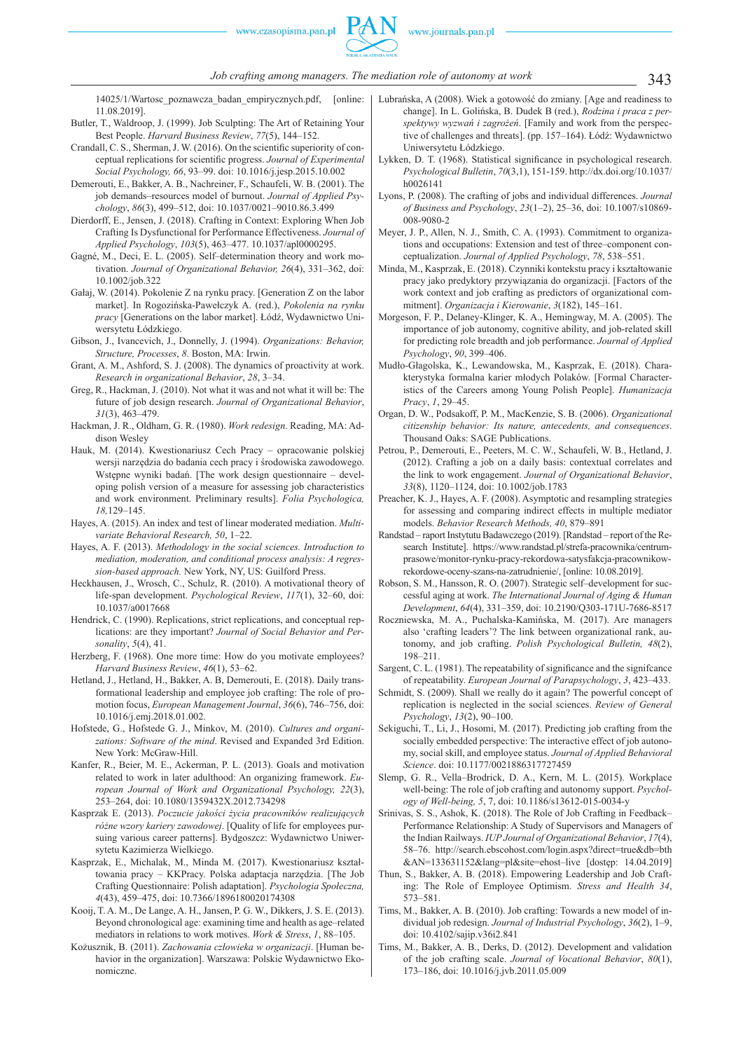14025/1/Wartosc_poznawcza_badan_empirycznych.pdf, [online: 11.08.2019].

Butler, T., Waldroop, J. (1999). Job Sculpting: The Art of Retaining Your Best People. *Harvard Business Review*, *77*(5), 144–152.

Crandall, C. S., Sherman, J. W. (2016). On the scientific superiority of conceptual replications for scientific progress. *Journal of Experimental Social Psychology, 66*, 93–99. doi: 10.1016/j.jesp.2015.10.002

Demerouti, E., Bakker, A. B., Nachreiner, F., Schaufeli, W. B. (2001). The job demands–resources model of burnout. *Journal of Applied Psychology*, *86*(3), 499–512, doi: 10.1037/0021–9010.86.3.499

Dierdorff, E., Jensen, J. (2018). Crafting in Context: Exploring When Job Crafting Is Dysfunctional for Performance Effectiveness. *Journal of Applied Psychology*, *103*(5), 463–477. 10.1037/apl0000295.

Gagné, M., Deci, E. L. (2005). Self–determination theory and work motivation. *Journal of Organizational Behavior, 26*(4), 331–362, doi: 10.1002/job.322

Gałaj, W. (2014). Pokolenie Z na rynku pracy. [Generation Z on the labor market]. In Rogozińska-Pawełczyk A. (red.), *Pokolenia na rynku pracy* [Generations on the labor market]. Łódź, Wydawnictwo Uniwersytetu Łódzkiego.

Gibson, J., Ivancevich, J., Donnelly, J. (1994). *Organizations: Behavior, Structure, Processes*, *8*. Boston, MA: Irwin.

Grant, A. M., Ashford, S. J. (2008). The dynamics of proactivity at work. *Research in organizational Behavior*, *28*, 3–34.

Greg, R., Hackman, J. (2010). Not what it was and not what it will be: The future of job design research. *Journal of Organizational Behavior*, *31*(3), 463–479.

Hackman, J. R., Oldham, G. R. (1980). *Work redesign*. Reading, MA: Addison Wesley

Hauk, M. (2014). Kwestionariusz Cech Pracy – opracowanie polskiej wersji narzędzia do badania cech pracy i środowiska zawodowego. Wstępne wyniki badań. [The work design questionnaire – developing polish version of a measure for assessing job characteristics and work environment. Preliminary results]. *Folia Psychologica, 18,*129–145.

Hayes, A. (2015). An index and test of linear moderated mediation. *Multivariate Behavioral Research, 50*, 1–22.

Hayes, A. F. (2013). *Methodology in the social sciences. Introduction to mediation, moderation, and conditional process analysis: A regression-based approach.* New York, NY, US: Guilford Press.

Heckhausen, J., Wrosch, C., Schulz, R. (2010). A motivational theory of life-span development. *Psychological Review*, *117*(1), 32–60, doi: 10.1037/a0017668

Hendrick, C. (1990). Replications, strict replications, and conceptual replications: are they important? *Journal of Social Behavior and Personality*, *5*(4), 41.

Herzberg, F. (1968). One more time: How do you motivate employees? *Harvard Business Review*, *46*(1), 53–62.

Hetland, J., Hetland, H., Bakker, A. B, Demerouti, E. (2018). Daily transformational leadership and employee job crafting: The role of promotion focus, *European Management Journal*, *36*(6), 746–756, doi: 10.1016/j.emj.2018.01.002.

Hofstede, G., Hofstede G. J., Minkov, M. (2010). *Cultures and organizations: Software of the mind*. Revised and Expanded 3rd Edition. New York: McGraw-Hill.

Kanfer, R., Beier, M. E., Ackerman, P. L. (2013). Goals and motivation related to work in later adulthood: An organizing framework. *European Journal of Work and Organizational Psychology, 22*(3), 253–264, doi: 10.1080/1359432X.2012.734298

Kasprzak E. (2013). *Poczucie jakości życia pracowników realizujących różne wzory kariery zawodowej*. [Quality of life for employees pursuing various career patterns]. Bydgoszcz: Wydawnictwo Uniwersytetu Kazimierza Wielkiego.

Kasprzak, E., Michalak, M., Minda M. (2017). Kwestionariusz kształtowania pracy – KKPracy. Polska adaptacja narzędzia. [The Job Crafting Questionnaire: Polish adaptation]. *Psychologia Społeczna, 4*(43), 459–475, doi: 10.7366/1896180020174308

Kooij, T. A. M., De Lange, A. H., Jansen, P. G. W., Dikkers, J. S. E. (2013). Beyond chronological age: examining time and health as age–related mediators in relations to work motives. *Work & Stress*, *1*, 88–105.

Kożusznik, B. (2011). *Zachowania człowieka w organizacji*. [Human behavior in the organization]. Warszawa: Polskie Wydawnictwo Ekonomiczne.

Lubrańska, A (2008). Wiek a gotowość do zmiany. [Age and readiness to change]. In L. Golińska, B. Dudek B (red.), *Rodzina i praca z perspektywy wyzwań i zagrożeń*. [Family and work from the perspective of challenges and threats]. (pp. 157–164). Łódź: Wydawnictwo Uniwersytetu Łódzkiego.

Lykken, D. T. (1968). Statistical significance in psychological research. *Psychological Bulletin*, *70*(3,1), 151-159. http://dx.doi.org/10.1037/h0026141

Lyons, P. (2008). The crafting of jobs and individual differences. *Journal of Business and Psychology*, *23*(1–2), 25–36, doi: 10.1007/s10869-008-9080-2

Meyer, J. P., Allen, N. J., Smith, C. A. (1993). Commitment to organizations and occupations: Extension and test of three–component conceptualization. *Journal of Applied Psychology*, *78*, 538–551.

Minda, M., Kasprzak, E. (2018). Czynniki kontekstu pracy i kształtowanie pracy jako predyktory przywiązania do organizacji. [Factors of the work context and job crafting as predictors of organizational commitment]. *Organizacja i Kierowanie*, *3*(182), 145–161.

Morgeson, F. P., Delaney-Klinger, K. A., Hemingway, M. A. (2005). The importance of job autonomy, cognitive ability, and job-related skill for predicting role breadth and job performance. *Journal of Applied Psychology*, *90*, 399–406.

Mudło-Głagolska, K., Lewandowska, M., Kasprzak, E. (2018). Charakterystyka formalna karier młodych Polaków. [Formal Characteristics of the Careers among Young Polish People]. *Humanizacja Pracy*, *1*, 29–45.

Organ, D. W., Podsakoff, P. M., MacKenzie, S. B. (2006). *Organizational citizenship behavior: Its nature, antecedents, and consequences*. Thousand Oaks: SAGE Publications.

Petrou, P., Demerouti, E., Peeters, M. C. W., Schaufeli, W. B., Hetland, J. (2012). Crafting a job on a daily basis: contextual correlates and the link to work engagement. *Journal of Organizational Behavior*, *33*(8), 1120–1124, doi: 10.1002/job.1783

Preacher, K. J., Hayes, A. F. (2008). Asymptotic and resampling strategies for assessing and comparing indirect effects in multiple mediator models. *Behavior Research Methods, 40*, 879–891

Randstad – raport Instytutu Badawczego (2019). [Randstad – report of the Research Institute]. https://www.randstad.pl/strefa-pracownika/centrum-prasowe/monitor-rynku-pracy-rekordowa-satysfakcja-pracownikow-rekordowe-oceny-szans-na-zatrudnienie/, [online: 10.08.2019].

Robson, S. M., Hansson, R. O. (2007). Strategic self–development for successful aging at work. *The International Journal of Aging & Human Development*, *64*(4), 331–359, doi: 10.2190/Q303-171U-7686-8517

Roczniewska, M. A., Puchalska-Kamińska, M. (2017). Are managers also 'crafting leaders'? The link between organizational rank, autonomy, and job crafting. *Polish Psychological Bulletin, 48*(2), 198–211.

Sargent, C. L. (1981). The repeatability of significance and the signifcance of repeatability. *European Journal of Parapsychology*, *3*, 423–433.

Schmidt, S. (2009). Shall we really do it again? The powerful concept of replication is neglected in the social sciences. *Review of General Psychology*, *13*(2), 90–100.

Sekiguchi, T., Li, J., Hosomi, M. (2017). Predicting job crafting from the socially embedded perspective: The interactive effect of job autonomy, social skill, and employee status. *Journal of Applied Behavioral Science*. doi: 10.1177/0021886317727459

Slemp, G. R., Vella–Brodrick, D. A., Kern, M. L. (2015). Workplace well-being: The role of job crafting and autonomy support. *Psychology of Well-being, 5*, 7, doi: 10.1186/s13612-015-0034-y

Srinivas, S. S., Ashok, K. (2018). The Role of Job Crafting in Feedback–Performance Relationship: A Study of Supervisors and Managers of the Indian Railways. *IUP Journal of Organizational Behavior*, *17*(4), 58–76. http://search.ebscohost.com/login.aspx?direct=true&db=bth&AN=133631152&lang=pl&site=ehost–live [dostęp: 14.04.2019]

Thun, S., Bakker, A. B. (2018). Empowering Leadership and Job Crafting: The Role of Employee Optimism. *Stress and Health 34*, 573–581.

Tims, M., Bakker, A. B. (2010). Job crafting: Towards a new model of individual job redesign. *Journal of Industrial Psychology*, *36*(2), 1–9, doi: 10.4102/sajip.v36i2.841

Tims, M., Bakker, A. B., Derks, D. (2012). Development and validation of the job crafting scale. *Journal of Vocational Behavior*, *80*(1), 173–186, doi: 10.1016/j.jvb.2011.05.009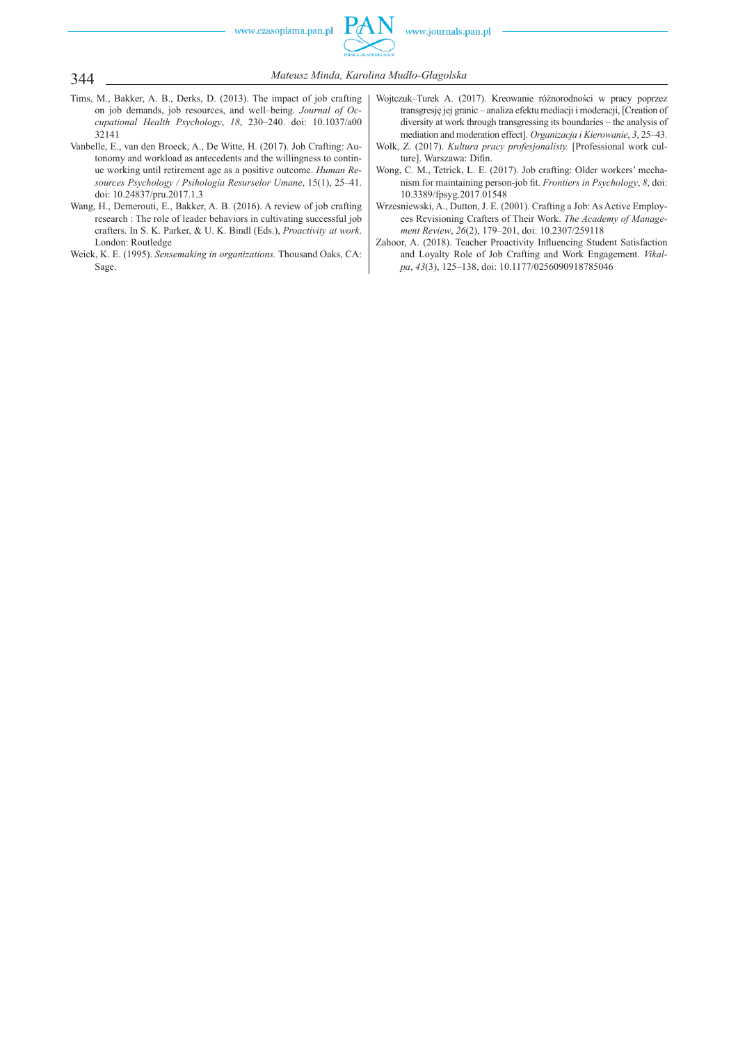Tims, M., Bakker, A. B., Derks, D. (2013). The impact of job crafting on job demands, job resources, and well–being. *Journal of Occupational Health Psychology*, *18*, 230–240. doi: 10.1037/a0032141

Vanbelle, E., van den Broeck, A., De Witte, H. (2017). Job Crafting: Autonomy and workload as antecedents and the willingness to continue working until retirement age as a positive outcome. *Human Resources Psychology / Psihologia Resurselor Umane*, 15(1), 25–41. doi: 10.24837/pru.2017.1.3

Wang, H., Demerouti, E., Bakker, A. B. (2016). A review of job crafting research : The role of leader behaviors in cultivating successful job crafters. In S. K. Parker, & U. K. Bindl (Eds.), *Proactivity at work*. London: Routledge

Weick, K. E. (1995). *Sensemaking in organizations.* Thousand Oaks, CA: Sage.

Wojtczuk–Turek A. (2017). Kreowanie różnorodności w pracy poprzez transgresję jej granic – analiza efektu mediacji i moderacji, [Creation of diversity at work through transgressing its boundaries – the analysis of mediation and moderation effect]. *Organizacja i Kierowanie*, *3*, 25–43.

Wołk, Z. (2017). *Kultura pracy profesjonalisty.* [Professional work culture]. Warszawa: Difin.

Wong, C. M., Tetrick, L. E. (2017). Job crafting: Older workers' mechanism for maintaining person-job fit. *Frontiers in Psychology*, *8*, doi: 10.3389/fpsyg.2017.01548

Wrzesniewski, A., Dutton, J. E. (2001). Crafting a Job: As Active Employees Revisioning Crafters of Their Work. *The Academy of Management Review*, *26*(2), 179–201, doi: 10.2307/259118

Zahoor, A. (2018). Teacher Proactivity Influencing Student Satisfaction and Loyalty Role of Job Crafting and Work Engagement. *Vikalpa*, *43*(3), 125–138, doi: 10.1177/0256090918785046